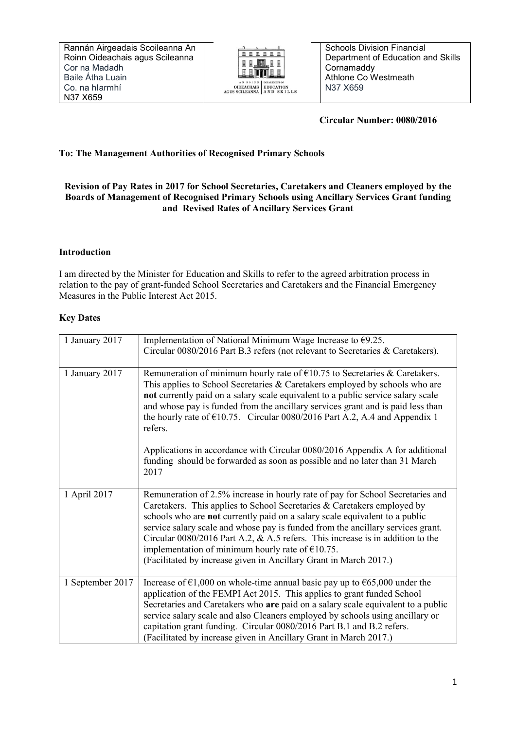| Rannán Airgeadais Scoileanna An Roinn Oideachais agus Scileanna Cor na Madadh Baile Átha Luain Co. na hIarmhí N37 X659 | | Schools Division Financial Department of Education and Skills Cornamaddy Athlone Co Westmeath N37 X659 |
|---|---|---|

**Circular Number: 0080/2016**

**To: The Management Authorities of Recognised Primary Schools**

**Revision of Pay Rates in 2017 for School Secretaries, Caretakers and Cleaners employed by the Boards of Management of Recognised Primary Schools using Ancillary Services Grant funding and Revised Rates of Ancillary Services Grant**

**Introduction**

I am directed by the Minister for Education and Skills to refer to the agreed arbitration process in relation to the pay of grant-funded School Secretaries and Caretakers and the Financial Emergency Measures in the Public Interest Act 2015.

**Key Dates**

| | |
|---|---|
| 1 January 2017 | Implementation of National Minimum Wage Increase to €9.25. Circular 0080/2016 Part B.3 refers (not relevant to Secretaries & Caretakers). |
| 1 January 2017 | Remuneration of minimum hourly rate of €10.75 to Secretaries & Caretakers. This applies to School Secretaries & Caretakers employed by schools who are **not** currently paid on a salary scale equivalent to a public service salary scale and whose pay is funded from the ancillary services grant and is paid less than the hourly rate of €10.75. Circular 0080/2016 Part A.2, A.4 and Appendix 1 refers.<br><br>Applications in accordance with Circular 0080/2016 Appendix A for additional funding should be forwarded as soon as possible and no later than 31 March 2017 |
| 1 April 2017 | Remuneration of 2.5% increase in hourly rate of pay for School Secretaries and Caretakers. This applies to School Secretaries & Caretakers employed by schools who are **not** currently paid on a salary scale equivalent to a public service salary scale and whose pay is funded from the ancillary services grant. Circular 0080/2016 Part A.2, & A.5 refers. This increase is in addition to the implementation of minimum hourly rate of €10.75.<br>(Facilitated by increase given in Ancillary Grant in March 2017.) |
| 1 September 2017 | Increase of €1,000 on whole-time annual basic pay up to €65,000 under the application of the FEMPI Act 2015. This applies to grant funded School Secretaries and Caretakers who **are** paid on a salary scale equivalent to a public service salary scale and also Cleaners employed by schools using ancillary or capitation grant funding. Circular 0080/2016 Part B.1 and B.2 refers.<br>(Facilitated by increase given in Ancillary Grant in March 2017.) |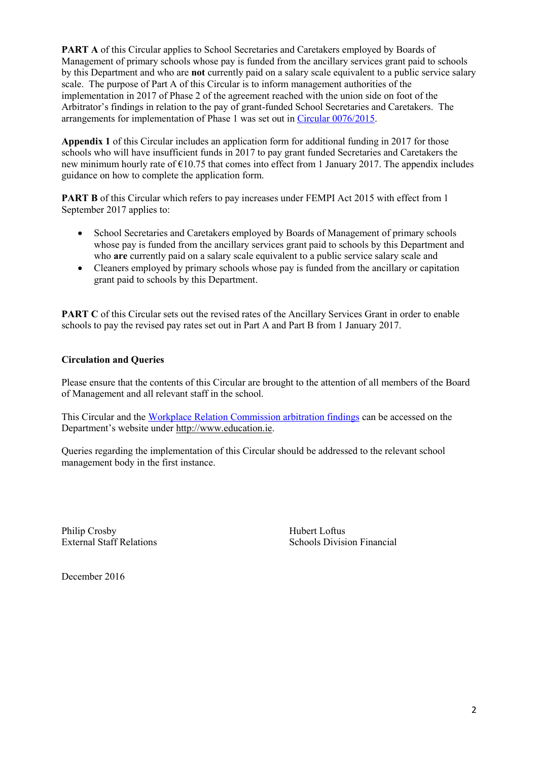**PART A** of this Circular applies to School Secretaries and Caretakers employed by Boards of Management of primary schools whose pay is funded from the ancillary services grant paid to schools by this Department and who are **not** currently paid on a salary scale equivalent to a public service salary scale. The purpose of Part A of this Circular is to inform management authorities of the implementation in 2017 of Phase 2 of the agreement reached with the union side on foot of the Arbitrator's findings in relation to the pay of grant-funded School Secretaries and Caretakers. The arrangements for implementation of Phase 1 was set out in Circular 0076/2015.

**Appendix 1** of this Circular includes an application form for additional funding in 2017 for those schools who will have insufficient funds in 2017 to pay grant funded Secretaries and Caretakers the new minimum hourly rate of €10.75 that comes into effect from 1 January 2017. The appendix includes guidance on how to complete the application form.

**PART B** of this Circular which refers to pay increases under FEMPI Act 2015 with effect from 1 September 2017 applies to:

- School Secretaries and Caretakers employed by Boards of Management of primary schools whose pay is funded from the ancillary services grant paid to schools by this Department and who **are** currently paid on a salary equivalent to a public service salary scale and
- Cleaners employed by primary schools whose pay is funded from the ancillary or capitation grant paid to schools by this Department.

**PART C** of this Circular sets out the revised rates of the Ancillary Services Grant in order to enable schools to pay the revised pay rates set out in Part A and Part B from 1 January 2017.

**Circulation and Queries**

Please ensure that the contents of this Circular are brought to the attention of all members of the Board of Management and all relevant staff in the school.

This Circular and the Workplace Relation Commission arbitration findings can be accessed on the Department's website under http://www.education.ie.

Queries regarding the implementation of this Circular should be addressed to the relevant school management body in the first instance.

Philip Crosby
External Staff Relations

Hubert Loftus
Schools Division Financial

December 2016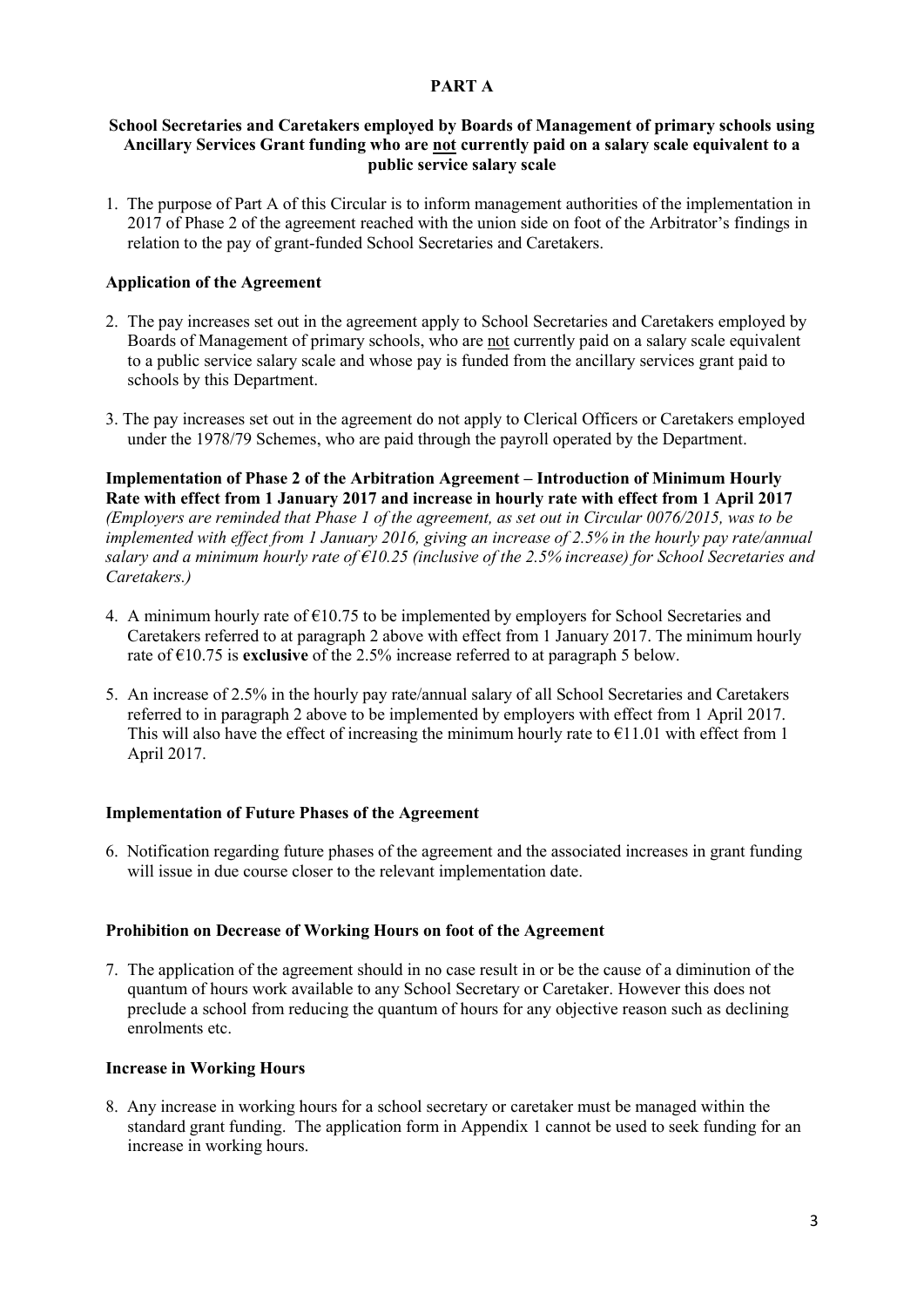# PART A

## School Secretaries and Caretakers employed by Boards of Management of primary schools using Ancillary Services Grant funding who are <u>not</u> currently paid on a salary scale equivalent to a public service salary scale

1. The purpose of Part A of this Circular is to inform management authorities of the implementation in 2017 of Phase 2 of the agreement reached with the union side on foot of the Arbitrator's findings in relation to the pay of grant-funded School Secretaries and Caretakers.

### Application of the Agreement

2. The pay increases set out in the agreement apply to School Secretaries and Caretakers employed by Boards of Management of primary schools, who are <u>not</u> currently paid on a salary scale equivalent to a public service salary scale and whose pay is funded from the ancillary services grant paid to schools by this Department.

3. The pay increases set out in the agreement do not apply to Clerical Officers or Caretakers employed under the 1978/79 Schemes, who are paid through the payroll operated by the Department.

### Implementation of Phase 2 of the Arbitration Agreement – Introduction of Minimum Hourly Rate with effect from 1 January 2017 and increase in hourly rate with effect from 1 April 2017

*(Employers are reminded that Phase 1 of the agreement, as set out in Circular 0076/2015, was to be implemented with effect from 1 January 2016, giving an increase of 2.5% in the hourly pay rate/annual salary and a minimum hourly rate of €10.25 (inclusive of the 2.5% increase) for School Secretaries and Caretakers.)*

4. A minimum hourly rate of €10.75 to be implemented by employers for School Secretaries and Caretakers referred to at paragraph 2 above with effect from 1 January 2017. The minimum hourly rate of €10.75 is **exclusive** of the 2.5% increase referred to at paragraph 5 below.

5. An increase of 2.5% in the hourly pay rate/annual salary of all School Secretaries and Caretakers referred to in paragraph 2 above to be implemented by employers with effect from 1 April 2017. This will also have the effect of increasing the minimum hourly rate to €11.01 with effect from 1 April 2017.

### Implementation of Future Phases of the Agreement

6. Notification regarding future phases of the agreement and the associated increases in grant funding will issue in due course closer to the relevant implementation date.

### Prohibition on Decrease of Working Hours on foot of the Agreement

7. The application of the agreement should in no case result in or be the cause of a diminution of the quantum of hours work available to any School Secretary or Caretaker. However this does not preclude a school from reducing the quantum of hours for any objective reason such as declining enrolments etc.

### Increase in Working Hours

8. Any increase in working hours for a school secretary or caretaker must be managed within the standard grant funding. The application form in Appendix 1 cannot be used to seek funding for an increase in working hours.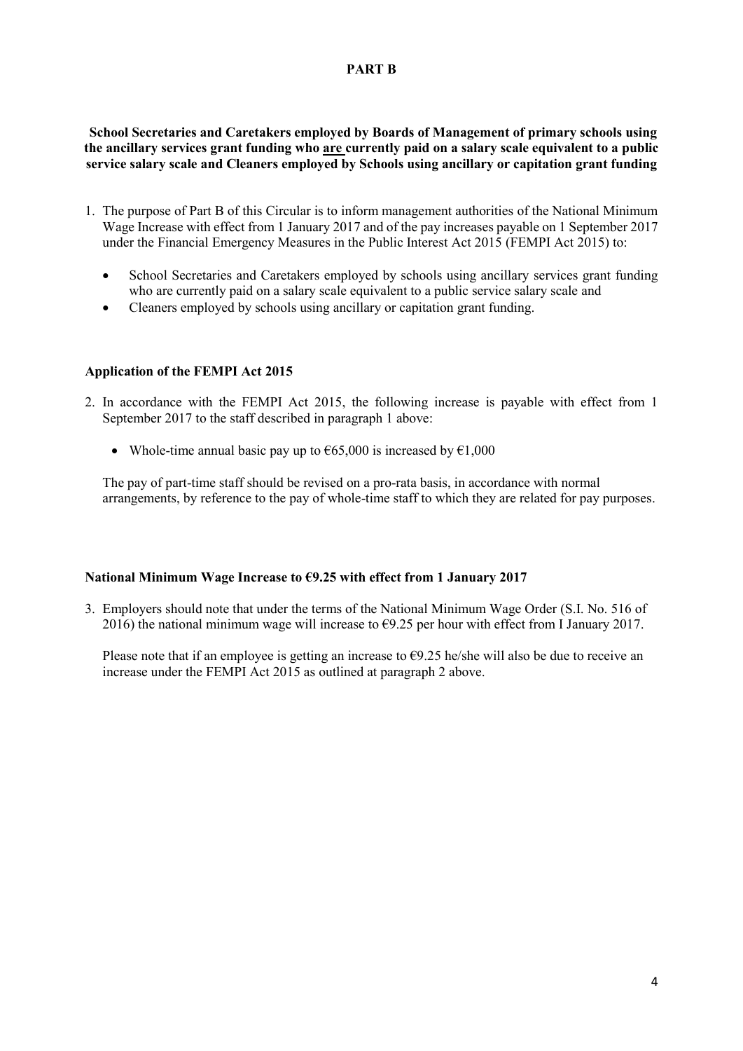## PART B

**School Secretaries and Caretakers employed by Boards of Management of primary schools using the ancillary services grant funding who <u>are</u> currently paid on a salary scale equivalent to a public service salary scale and Cleaners employed by Schools using ancillary or capitation grant funding**

1. The purpose of Part B of this Circular is to inform management authorities of the National Minimum Wage Increase with effect from 1 January 2017 and of the pay increases payable on 1 September 2017 under the Financial Emergency Measures in the Public Interest Act 2015 (FEMPI Act 2015) to:

   - School Secretaries and Caretakers employed by schools using ancillary services grant funding who are currently paid on a salary scale equivalent to a public service salary scale and
   - Cleaners employed by schools using ancillary or capitation grant funding.

### Application of the FEMPI Act 2015

2. In accordance with the FEMPI Act 2015, the following increase is payable with effect from 1 September 2017 to the staff described in paragraph 1 above:

   - Whole-time annual basic pay up to €65,000 is increased by €1,000

   The pay of part-time staff should be revised on a pro-rata basis, in accordance with normal arrangements, by reference to the pay of whole-time staff to which they are related for pay purposes.

### National Minimum Wage Increase to €9.25 with effect from 1 January 2017

3. Employers should note that under the terms of the National Minimum Wage Order (S.I. No. 516 of 2016) the national minimum wage will increase to €9.25 per hour with effect from I January 2017.

   Please note that if an employee is getting an increase to €9.25 he/she will also be due to receive an increase under the FEMPI Act 2015 as outlined at paragraph 2 above.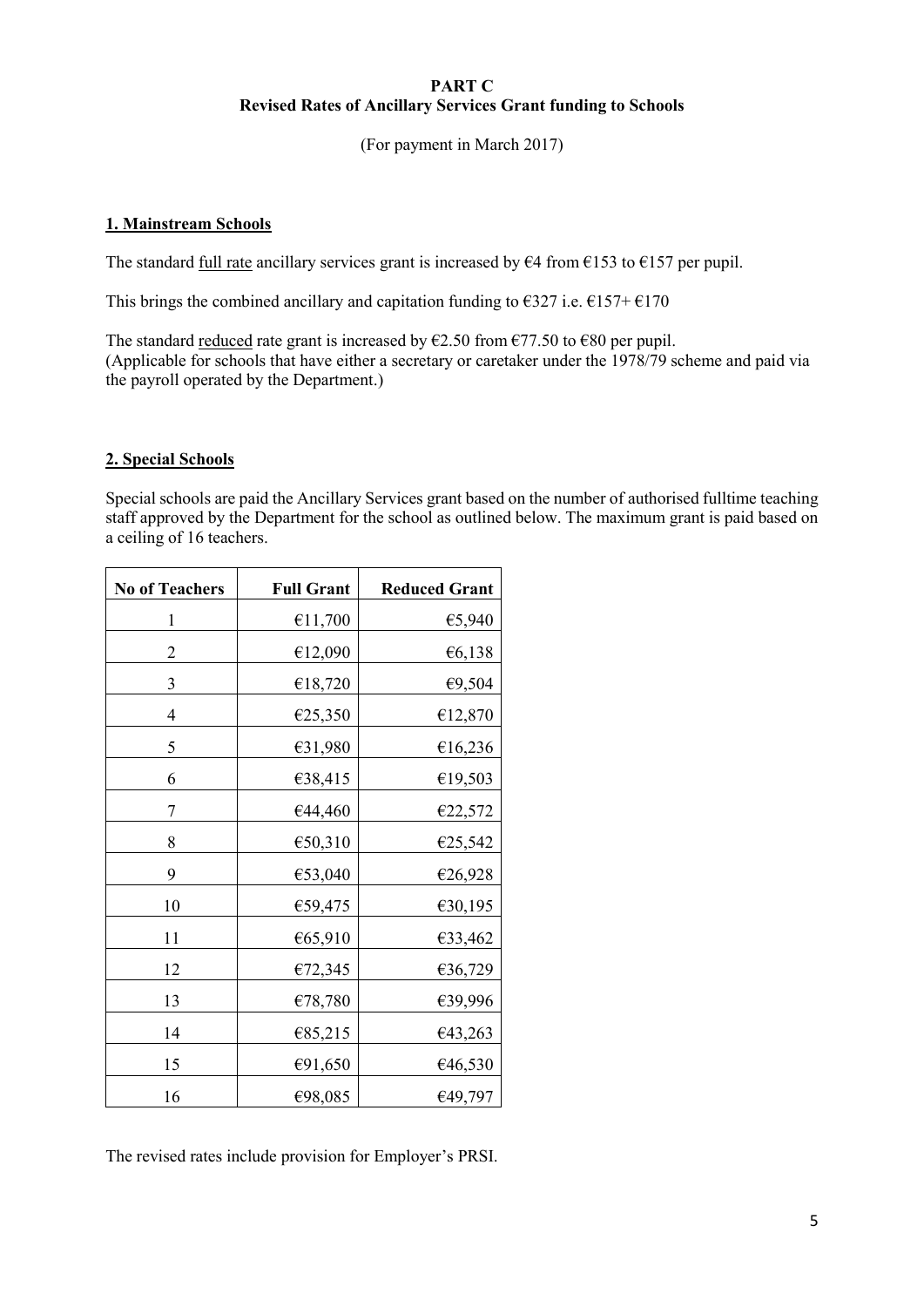**PART C**
**Revised Rates of Ancillary Services Grant funding to Schools**

(For payment in March 2017)

### 1. Mainstream Schools

The standard full rate ancillary services grant is increased by €4 from €153 to €157 per pupil.

This brings the combined ancillary and capitation funding to €327 i.e. €157+ €170

The standard reduced rate grant is increased by €2.50 from €77.50 to €80 per pupil.
(Applicable for schools that have either a secretary or caretaker under the 1978/79 scheme and paid via the payroll operated by the Department.)

### 2. Special Schools

Special schools are paid the Ancillary Services grant based on the number of authorised fulltime teaching staff approved by the Department for the school as outlined below. The maximum grant is paid based on a ceiling of 16 teachers.

| No of Teachers | Full Grant | Reduced Grant |
|---|---|---|
| 1 | €11,700 | €5,940 |
| 2 | €12,090 | €6,138 |
| 3 | €18,720 | €9,504 |
| 4 | €25,350 | €12,870 |
| 5 | €31,980 | €16,236 |
| 6 | €38,415 | €19,503 |
| 7 | €44,460 | €22,572 |
| 8 | €50,310 | €25,542 |
| 9 | €53,040 | €26,928 |
| 10 | €59,475 | €30,195 |
| 11 | €65,910 | €33,462 |
| 12 | €72,345 | €36,729 |
| 13 | €78,780 | €39,996 |
| 14 | €85,215 | €43,263 |
| 15 | €91,650 | €46,530 |
| 16 | €98,085 | €49,797 |

The revised rates include provision for Employer's PRSI.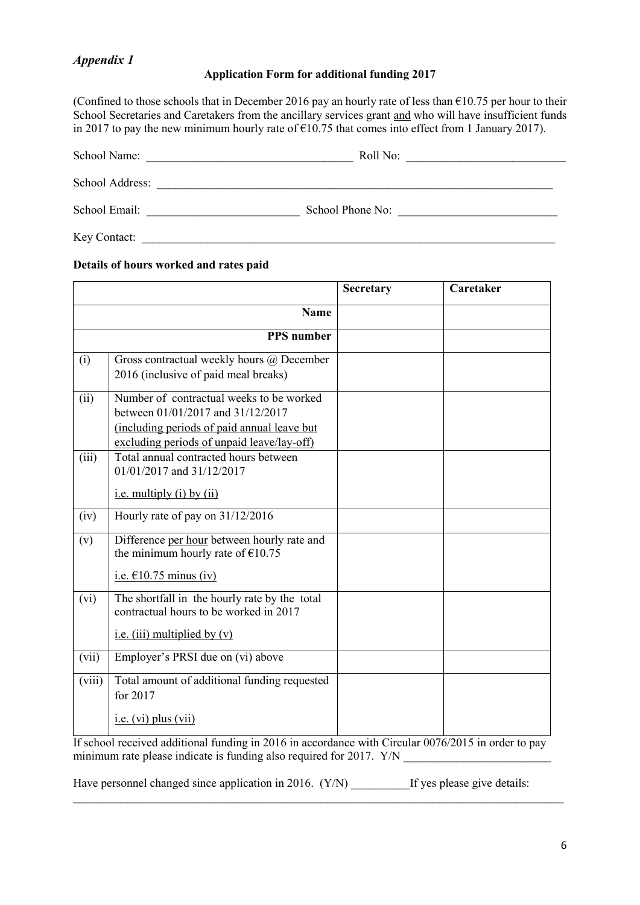*Appendix 1*

**Application Form for additional funding 2017**

(Confined to those schools that in December 2016 pay an hourly rate of less than €10.75 per hour to their School Secretaries and Caretakers from the ancillary services grant <u>and</u> who will have insufficient funds in 2017 to pay the new minimum hourly rate of €10.75 that comes into effect from 1 January 2017).

School Name: ___________________________________ Roll No: ___________________________

School Address: ______________________________________________________________________

School Email: __________________________ School Phone No: ___________________________

Key Contact: __________________________________________________________________________

**Details of hours worked and rates paid**

| | | **Secretary** | **Caretaker** |
|---|---|---|---|
| | **Name** | | |
| | **PPS number** | | |
| (i) | Gross contractual weekly hours @ December 2016 (inclusive of paid meal breaks) | | |
| (ii) | Number of contractual weeks to be worked between 01/01/2017 and 31/12/2017 <u>(including periods of paid annual leave but excluding periods of unpaid leave/lay-off)</u> | | |
| (iii) | Total annual contracted hours between 01/01/2017 and 31/12/2017 <u>i.e. multiply (i) by (ii)</u> | | |
| (iv) | Hourly rate of pay on 31/12/2016 | | |
| (v) | Difference <u>per hour</u> between hourly rate and the minimum hourly rate of €10.75 <u>i.e. €10.75 minus (iv)</u> | | |
| (vi) | The shortfall in the hourly rate by the total contractual hours to be worked in 2017 <u>i.e. (iii) multiplied by (v)</u> | | |
| (vii) | Employer's PRSI due on (vi) above | | |
| (viii) | Total amount of additional funding requested for 2017 <u>i.e. (vi) plus (vii)</u> | | |

If school received additional funding in 2016 in accordance with Circular 0076/2015 in order to pay minimum rate please indicate is funding also required for 2017. Y/N _________________________

Have personnel changed since application in 2016. (Y/N) __________If yes please give details:

_____________________________________________________________________________________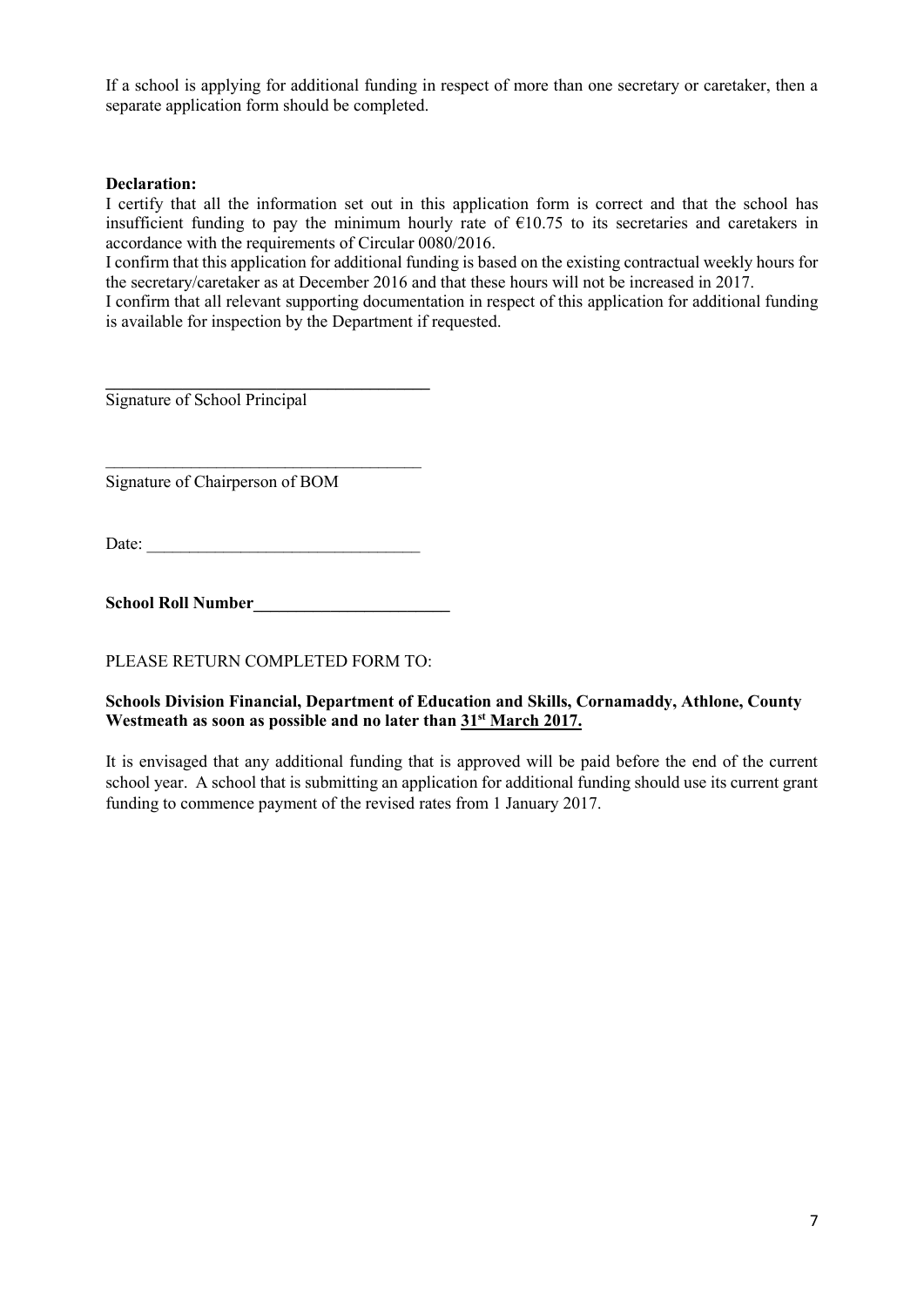If a school is applying for additional funding in respect of more than one secretary or caretaker, then a separate application form should be completed.

**Declaration:**

I certify that all the information set out in this application form is correct and that the school has insufficient funding to pay the minimum hourly rate of €10.75 to its secretaries and caretakers in accordance with the requirements of Circular 0080/2016.

I confirm that this application for additional funding is based on the existing contractual weekly hours for the secretary/caretaker as at December 2016 and that these hours will not be increased in 2017.

I confirm that all relevant supporting documentation in respect of this application for additional funding is available for inspection by the Department if requested.

\_\_\_\_\_\_\_\_\_\_\_\_\_\_\_\_\_\_\_\_\_\_\_\_\_\_\_\_\_\_\_\_\_\_\_\_\_\_

Signature of School Principal

\_\_\_\_\_\_\_\_\_\_\_\_\_\_\_\_\_\_\_\_\_\_\_\_\_\_\_\_\_\_\_\_\_\_\_\_\_\_

Signature of Chairperson of BOM

Date: \_\_\_\_\_\_\_\_\_\_\_\_\_\_\_\_\_\_\_\_\_\_\_\_\_\_\_\_\_\_\_\_

**School Roll Number\_\_\_\_\_\_\_\_\_\_\_\_\_\_\_\_\_\_\_\_\_\_\_\_**

PLEASE RETURN COMPLETED FORM TO:

**Schools Division Financial, Department of Education and Skills, Cornamaddy, Athlone, County Westmeath as soon as possible and no later than 31st March 2017.**

It is envisaged that any additional funding that is approved will be paid before the end of the current school year. A school that is submitting an application for additional funding should use its current grant funding to commence payment of the revised rates from 1 January 2017.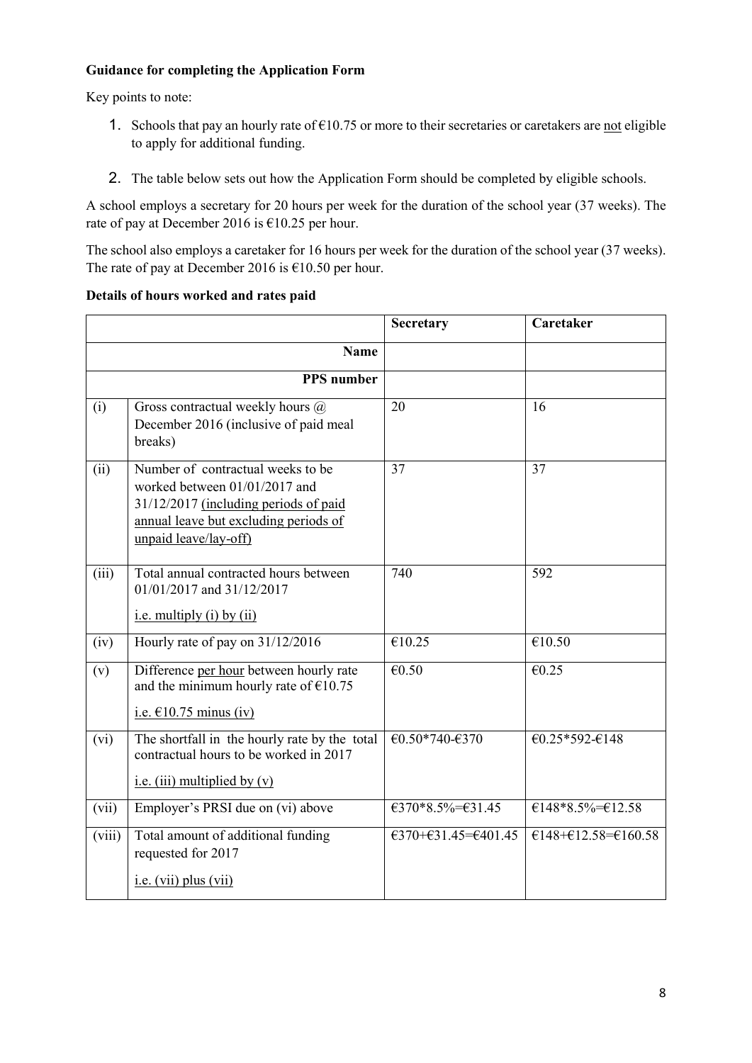**Guidance for completing the Application Form**

Key points to note:

1. Schools that pay an hourly rate of €10.75 or more to their secretaries or caretakers are not eligible to apply for additional funding.

2. The table below sets out how the Application Form should be completed by eligible schools.

A school employs a secretary for 20 hours per week for the duration of the school year (37 weeks). The rate of pay at December 2016 is €10.25 per hour.

The school also employs a caretaker for 16 hours per week for the duration of the school year (37 weeks). The rate of pay at December 2016 is €10.50 per hour.

**Details of hours worked and rates paid**

| | | Secretary | Caretaker |
|---|---|---|---|
| | **Name** | | |
| | **PPS number** | | |
| (i) | Gross contractual weekly hours @ December 2016 (inclusive of paid meal breaks) | 20 | 16 |
| (ii) | Number of contractual weeks to be worked between 01/01/2017 and 31/12/2017 (including periods of paid annual leave but excluding periods of unpaid leave/lay-off) | 37 | 37 |
| (iii) | Total annual contracted hours between 01/01/2017 and 31/12/2017<br>i.e. multiply (i) by (ii) | 740 | 592 |
| (iv) | Hourly rate of pay on 31/12/2016 | €10.25 | €10.50 |
| (v) | Difference per hour between hourly rate and the minimum hourly rate of €10.75<br>i.e. €10.75 minus (iv) | €0.50 | €0.25 |
| (vi) | The shortfall in the hourly rate by the total contractual hours to be worked in 2017<br>i.e. (iii) multiplied by (v) | €0.50*740-€370 | €0.25*592-€148 |
| (vii) | Employer's PRSI due on (vi) above | €370*8.5%=€31.45 | €148*8.5%=€12.58 |
| (viii) | Total amount of additional funding requested for 2017<br>i.e. (vii) plus (vii) | €370+€31.45=€401.45 | €148+€12.58=€160.58 |